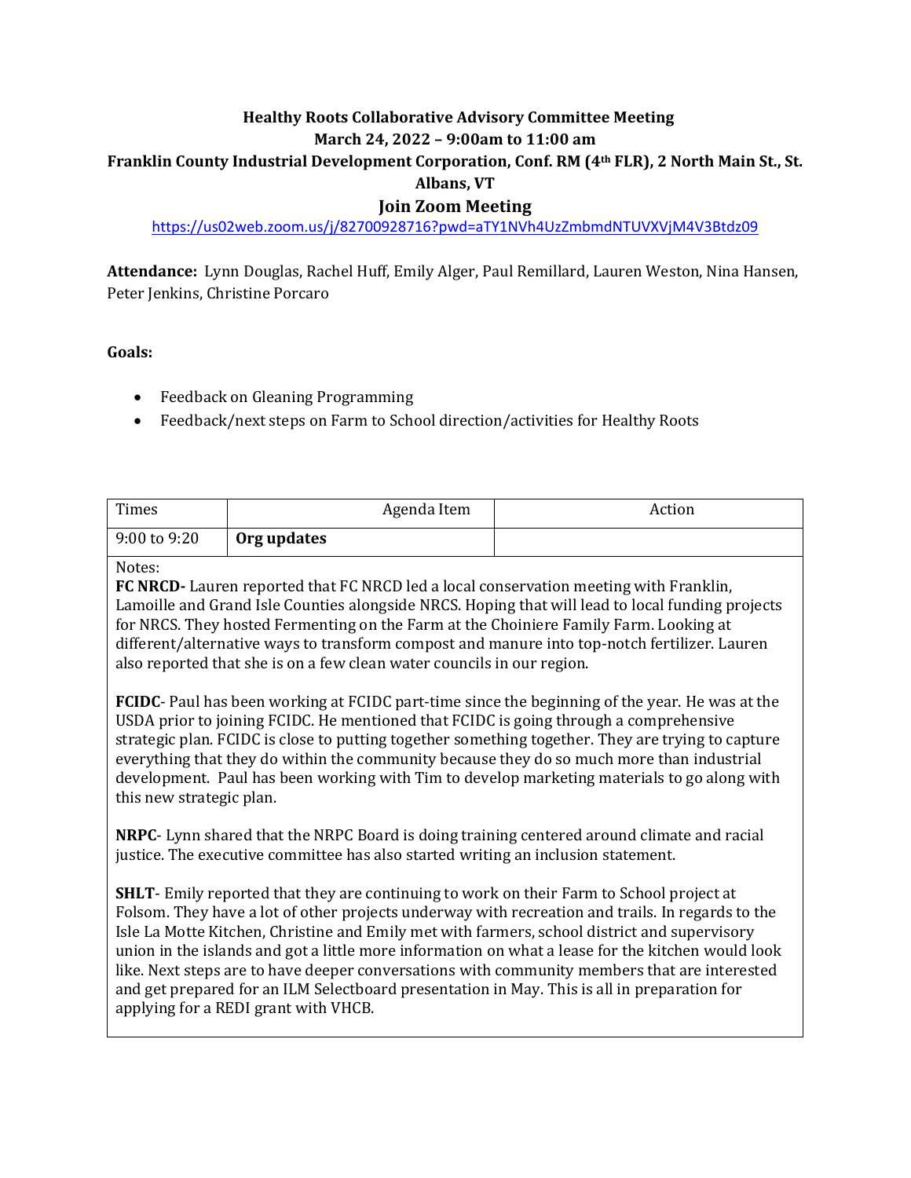**Healthy Roots Collaborative Advisory Committee Meeting**
**March 24, 2022 – 9:00am to 11:00 am**
**Franklin County Industrial Development Corporation, Conf. RM (4th FLR), 2 North Main St., St. Albans, VT**

**Join Zoom Meeting**
https://us02web.zoom.us/j/82700928716?pwd=aTY1NVh4UzZmbmdNTUVXVjM4V3Btdz09

**Attendance:** Lynn Douglas, Rachel Huff, Emily Alger, Paul Remillard, Lauren Weston, Nina Hansen, Peter Jenkins, Christine Porcaro

**Goals:**

- Feedback on Gleaning Programming
- Feedback/next steps on Farm to School direction/activities for Healthy Roots

| Times | Agenda Item | Action |
|---|---|---|
| 9:00 to 9:20 | **Org updates** | |

Notes:

**FC NRCD-** Lauren reported that FC NRCD led a local conservation meeting with Franklin, Lamoille and Grand Isle Counties alongside NRCS. Hoping that will lead to local funding projects for NRCS. They hosted Fermenting on the Farm at the Choiniere Family Farm. Looking at different/alternative ways to transform compost and manure into top-notch fertilizer. Lauren also reported that she is on a few clean water councils in our region.

**FCIDC**- Paul has been working at FCIDC part-time since the beginning of the year. He was at the USDA prior to joining FCIDC. He mentioned that FCIDC is going through a comprehensive strategic plan. FCIDC is close to putting together something together. They are trying to capture everything that they do within the community because they do so much more than industrial development. Paul has been working with Tim to develop marketing materials to go along with this new strategic plan.

**NRPC**- Lynn shared that the NRPC Board is doing training centered around climate and racial justice. The executive committee has also started writing an inclusion statement.

**SHLT**- Emily reported that they are continuing to work on their Farm to School project at Folsom. They have a lot of other projects underway with recreation and trails. In regards to the Isle La Motte Kitchen, Christine and Emily met with farmers, school district and supervisory union in the islands and got a little more information on what a lease for the kitchen would look like. Next steps are to have deeper conversations with community members that are interested and get prepared for an ILM Selectboard presentation in May. This is all in preparation for applying for a REDI grant with VHCB.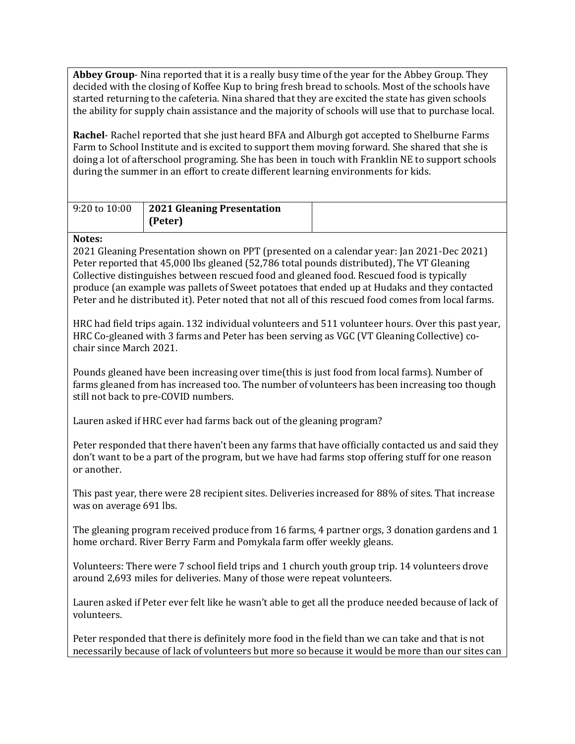**Abbey Group**- Nina reported that it is a really busy time of the year for the Abbey Group. They decided with the closing of Koffee Kup to bring fresh bread to schools. Most of the schools have started returning to the cafeteria. Nina shared that they are excited the state has given schools the ability for supply chain assistance and the majority of schools will use that to purchase local.

**Rachel**- Rachel reported that she just heard BFA and Alburgh got accepted to Shelburne Farms Farm to School Institute and is excited to support them moving forward. She shared that she is doing a lot of afterschool programing. She has been in touch with Franklin NE to support schools during the summer in an effort to create different learning environments for kids.

| 9:20 to 10:00 | **2021 Gleaning Presentation (Peter)** | |
|---|---|---|

**Notes:**

2021 Gleaning Presentation shown on PPT (presented on a calendar year: Jan 2021-Dec 2021) Peter reported that 45,000 lbs gleaned (52,786 total pounds distributed), The VT Gleaning Collective distinguishes between rescued food and gleaned food. Rescued food is typically produce (an example was pallets of Sweet potatoes that ended up at Hudaks and they contacted Peter and he distributed it). Peter noted that not all of this rescued food comes from local farms.

HRC had field trips again. 132 individual volunteers and 511 volunteer hours. Over this past year, HRC Co-gleaned with 3 farms and Peter has been serving as VGC (VT Gleaning Collective) co-chair since March 2021.

Pounds gleaned have been increasing over time(this is just food from local farms). Number of farms gleaned from has increased too. The number of volunteers has been increasing too though still not back to pre-COVID numbers.

Lauren asked if HRC ever had farms back out of the gleaning program?

Peter responded that there haven't been any farms that have officially contacted us and said they don't want to be a part of the program, but we have had farms stop offering stuff for one reason or another.

This past year, there were 28 recipient sites. Deliveries increased for 88% of sites. That increase was on average 691 lbs.

The gleaning program received produce from 16 farms, 4 partner orgs, 3 donation gardens and 1 home orchard. River Berry Farm and Pomykala farm offer weekly gleans.

Volunteers: There were 7 school field trips and 1 church youth group trip. 14 volunteers drove around 2,693 miles for deliveries. Many of those were repeat volunteers.

Lauren asked if Peter ever felt like he wasn't able to get all the produce needed because of lack of volunteers.

Peter responded that there is definitely more food in the field than we can take and that is not necessarily because of lack of volunteers but more so because it would be more than our sites can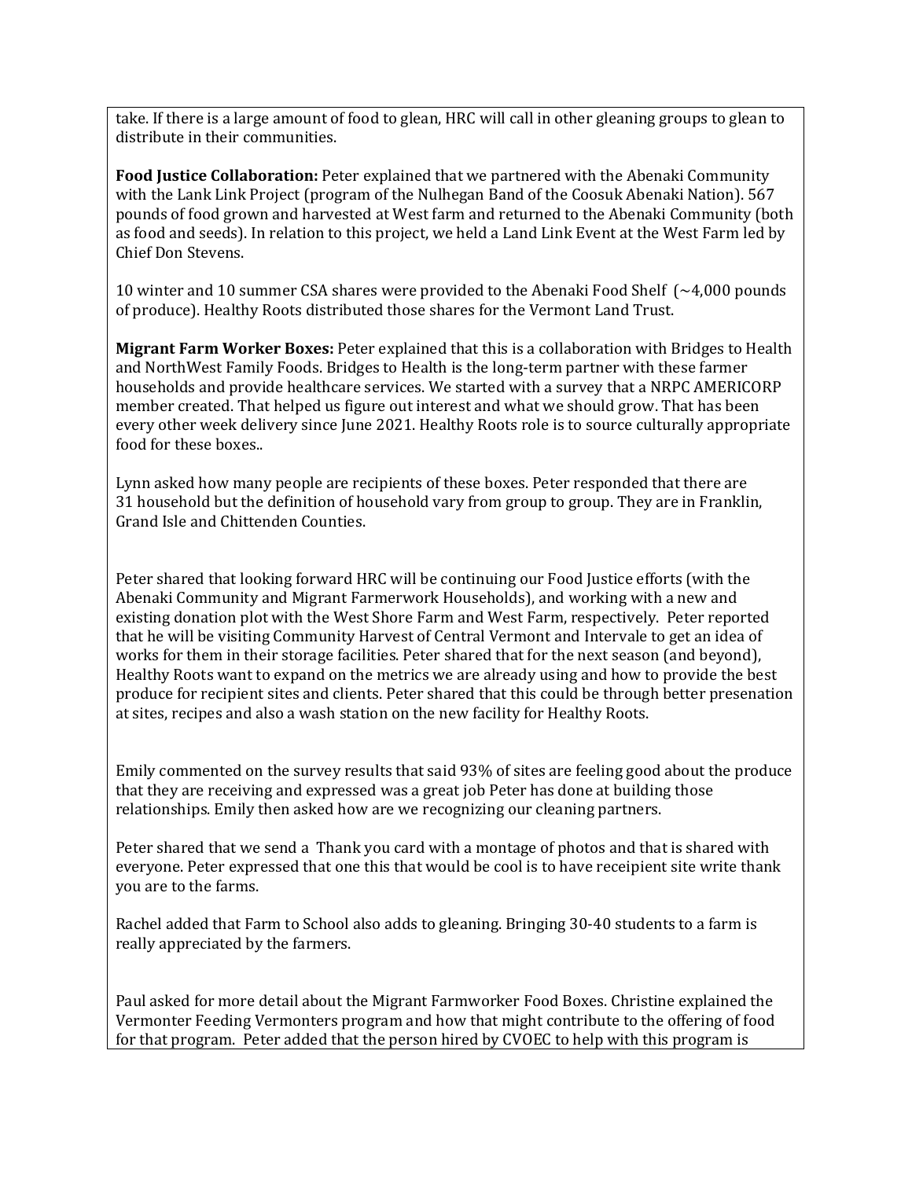take. If there is a large amount of food to glean, HRC will call in other gleaning groups to glean to distribute in their communities.

**Food Justice Collaboration:** Peter explained that we partnered with the Abenaki Community with the Lank Link Project (program of the Nulhegan Band of the Coosuk Abenaki Nation). 567 pounds of food grown and harvested at West farm and returned to the Abenaki Community (both as food and seeds). In relation to this project, we held a Land Link Event at the West Farm led by Chief Don Stevens.

10 winter and 10 summer CSA shares were provided to the Abenaki Food Shelf (~4,000 pounds of produce). Healthy Roots distributed those shares for the Vermont Land Trust.

**Migrant Farm Worker Boxes:** Peter explained that this is a collaboration with Bridges to Health and NorthWest Family Foods. Bridges to Health is the long-term partner with these farmer households and provide healthcare services. We started with a survey that a NRPC AMERICORP member created. That helped us figure out interest and what we should grow. That has been every other week delivery since June 2021. Healthy Roots role is to source culturally appropriate food for these boxes..

Lynn asked how many people are recipients of these boxes. Peter responded that there are 31 household but the definition of household vary from group to group. They are in Franklin, Grand Isle and Chittenden Counties.

Peter shared that looking forward HRC will be continuing our Food Justice efforts (with the Abenaki Community and Migrant Farmerwork Households), and working with a new and existing donation plot with the West Shore Farm and West Farm, respectively. Peter reported that he will be visiting Community Harvest of Central Vermont and Intervale to get an idea of works for them in their storage facilities. Peter shared that for the next season (and beyond), Healthy Roots want to expand on the metrics we are already using and how to provide the best produce for recipient sites and clients. Peter shared that this could be through better presenation at sites, recipes and also a wash station on the new facility for Healthy Roots.

Emily commented on the survey results that said 93% of sites are feeling good about the produce that they are receiving and expressed was a great job Peter has done at building those relationships. Emily then asked how are we recognizing our cleaning partners.

Peter shared that we send a Thank you card with a montage of photos and that is shared with everyone. Peter expressed that one this that would be cool is to have receipient site write thank you are to the farms.

Rachel added that Farm to School also adds to gleaning. Bringing 30-40 students to a farm is really appreciated by the farmers.

Paul asked for more detail about the Migrant Farmworker Food Boxes. Christine explained the Vermonter Feeding Vermonters program and how that might contribute to the offering of food for that program. Peter added that the person hired by CVOEC to help with this program is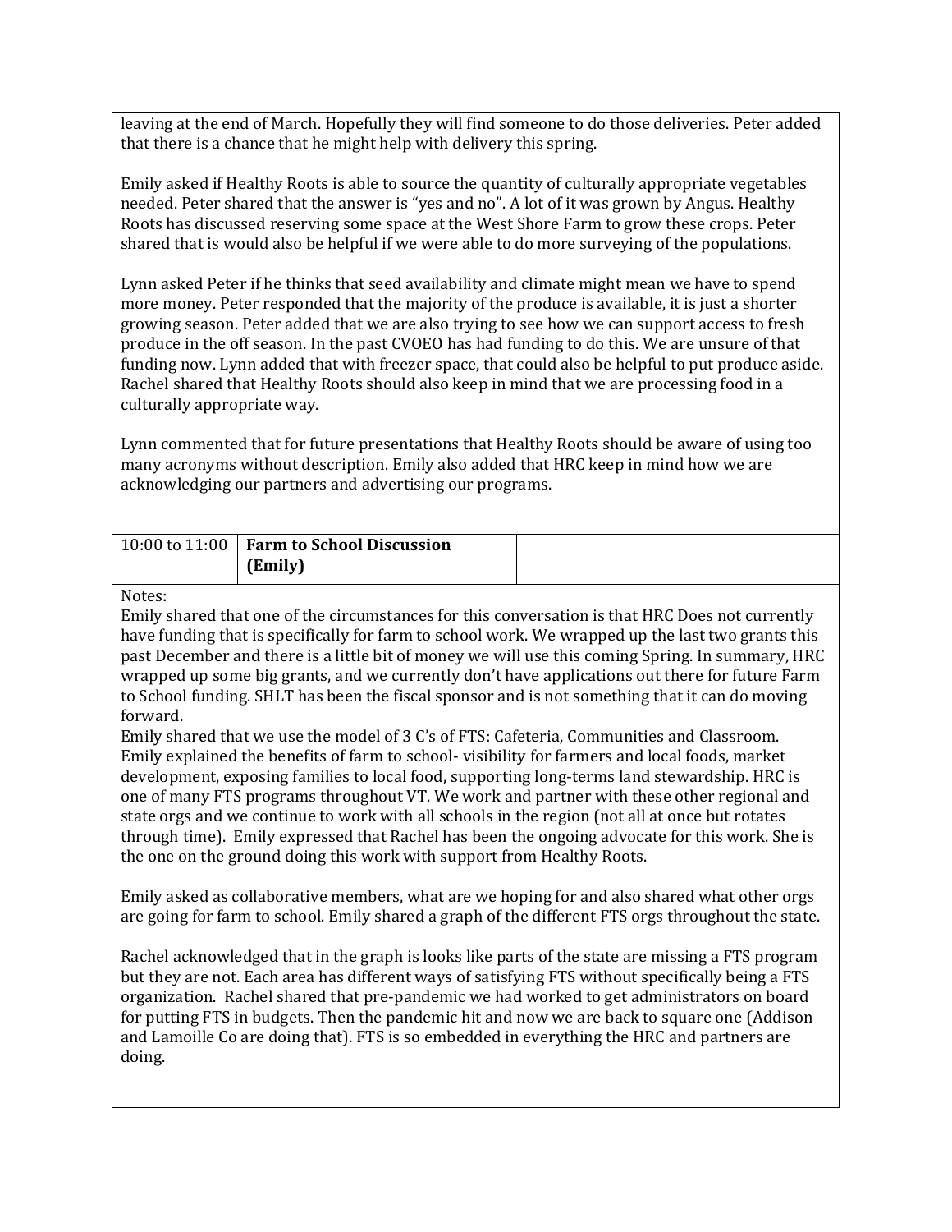leaving at the end of March. Hopefully they will find someone to do those deliveries. Peter added that there is a chance that he might help with delivery this spring.

Emily asked if Healthy Roots is able to source the quantity of culturally appropriate vegetables needed. Peter shared that the answer is "yes and no". A lot of it was grown by Angus. Healthy Roots has discussed reserving some space at the West Shore Farm to grow these crops. Peter shared that is would also be helpful if we were able to do more surveying of the populations.

Lynn asked Peter if he thinks that seed availability and climate might mean we have to spend more money. Peter responded that the majority of the produce is available, it is just a shorter growing season. Peter added that we are also trying to see how we can support access to fresh produce in the off season. In the past CVOEO has had funding to do this. We are unsure of that funding now. Lynn added that with freezer space, that could also be helpful to put produce aside. Rachel shared that Healthy Roots should also keep in mind that we are processing food in a culturally appropriate way.

Lynn commented that for future presentations that Healthy Roots should be aware of using too many acronyms without description. Emily also added that HRC keep in mind how we are acknowledging our partners and advertising our programs.

| 10:00 to 11:00 | **Farm to School Discussion (Emily)** | |
|---|---|---|

Notes:
Emily shared that one of the circumstances for this conversation is that HRC Does not currently have funding that is specifically for farm to school work. We wrapped up the last two grants this past December and there is a little bit of money we will use this coming Spring. In summary, HRC wrapped up some big grants, and we currently don't have applications out there for future Farm to School funding. SHLT has been the fiscal sponsor and is not something that it can do moving forward.
Emily shared that we use the model of 3 C's of FTS: Cafeteria, Communities and Classroom. Emily explained the benefits of farm to school- visibility for farmers and local foods, market development, exposing families to local food, supporting long-terms land stewardship. HRC is one of many FTS programs throughout VT. We work and partner with these other regional and state orgs and we continue to work with all schools in the region (not all at once but rotates through time). Emily expressed that Rachel has been the ongoing advocate for this work. She is the one on the ground doing this work with support from Healthy Roots.

Emily asked as collaborative members, what are we hoping for and also shared what other orgs are going for farm to school. Emily shared a graph of the different FTS orgs throughout the state.

Rachel acknowledged that in the graph is looks like parts of the state are missing a FTS program but they are not. Each area has different ways of satisfying FTS without specifically being a FTS organization. Rachel shared that pre-pandemic we had worked to get administrators on board for putting FTS in budgets. Then the pandemic hit and now we are back to square one (Addison and Lamoille Co are doing that). FTS is so embedded in everything the HRC and partners are doing.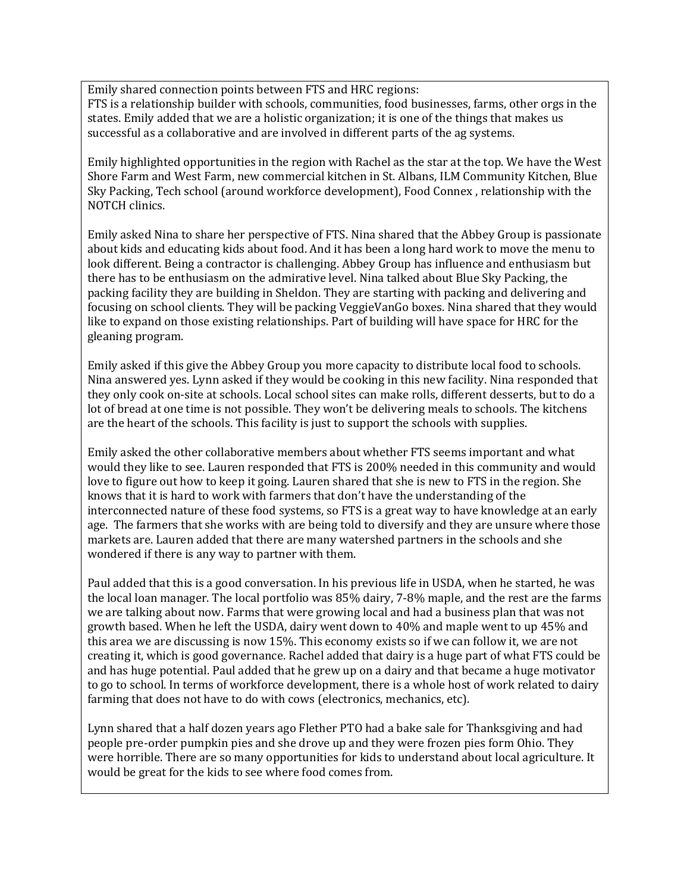Emily shared connection points between FTS and HRC regions:
FTS is a relationship builder with schools, communities, food businesses, farms, other orgs in the states. Emily added that we are a holistic organization; it is one of the things that makes us successful as a collaborative and are involved in different parts of the ag systems.

Emily highlighted opportunities in the region with Rachel as the star at the top. We have the West Shore Farm and West Farm, new commercial kitchen in St. Albans, ILM Community Kitchen, Blue Sky Packing, Tech school (around workforce development), Food Connex , relationship with the NOTCH clinics.

Emily asked Nina to share her perspective of FTS. Nina shared that the Abbey Group is passionate about kids and educating kids about food. And it has been a long hard work to move the menu to look different. Being a contractor is challenging. Abbey Group has influence and enthusiasm but there has to be enthusiasm on the admirative level. Nina talked about Blue Sky Packing, the packing facility they are building in Sheldon. They are starting with packing and delivering and focusing on school clients. They will be packing VeggieVanGo boxes. Nina shared that they would like to expand on those existing relationships. Part of building will have space for HRC for the gleaning program.

Emily asked if this give the Abbey Group you more capacity to distribute local food to schools. Nina answered yes. Lynn asked if they would be cooking in this new facility. Nina responded that they only cook on-site at schools. Local school sites can make rolls, different desserts, but to do a lot of bread at one time is not possible. They won't be delivering meals to schools. The kitchens are the heart of the schools. This facility is just to support the schools with supplies.

Emily asked the other collaborative members about whether FTS seems important and what would they like to see. Lauren responded that FTS is 200% needed in this community and would love to figure out how to keep it going. Lauren shared that she is new to FTS in the region. She knows that it is hard to work with farmers that don't have the understanding of the interconnected nature of these food systems, so FTS is a great way to have knowledge at an early age. The farmers that she works with are being told to diversify and they are unsure where those markets are. Lauren added that there are many watershed partners in the schools and she wondered if there is any way to partner with them.

Paul added that this is a good conversation. In his previous life in USDA, when he started, he was the local loan manager. The local portfolio was 85% dairy, 7-8% maple, and the rest are the farms we are talking about now. Farms that were growing local and had a business plan that was not growth based. When he left the USDA, dairy went down to 40% and maple went to up 45% and this area we are discussing is now 15%. This economy exists so if we can follow it, we are not creating it, which is good governance. Rachel added that dairy is a huge part of what FTS could be and has huge potential. Paul added that he grew up on a dairy and that became a huge motivator to go to school. In terms of workforce development, there is a whole host of work related to dairy farming that does not have to do with cows (electronics, mechanics, etc).

Lynn shared that a half dozen years ago Flether PTO had a bake sale for Thanksgiving and had people pre-order pumpkin pies and she drove up and they were frozen pies form Ohio. They were horrible. There are so many opportunities for kids to understand about local agriculture. It would be great for the kids to see where food comes from.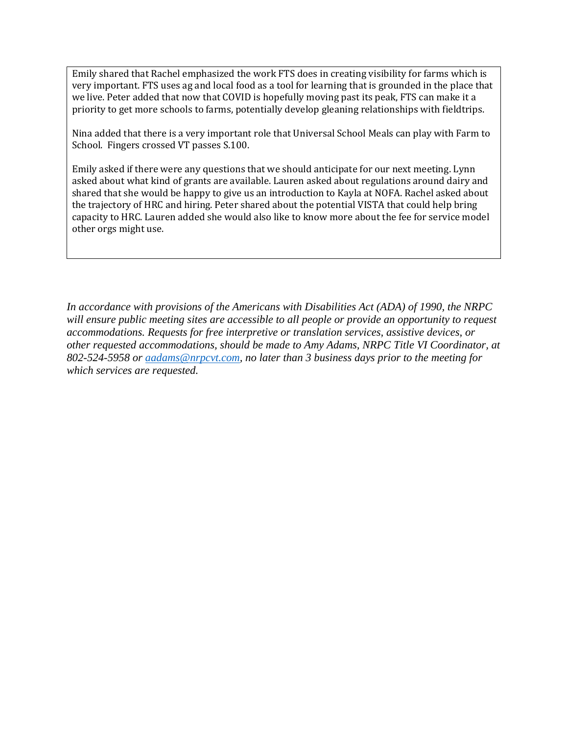Emily shared that Rachel emphasized the work FTS does in creating visibility for farms which is very important. FTS uses ag and local food as a tool for learning that is grounded in the place that we live. Peter added that now that COVID is hopefully moving past its peak, FTS can make it a priority to get more schools to farms, potentially develop gleaning relationships with fieldtrips.

Nina added that there is a very important role that Universal School Meals can play with Farm to School. Fingers crossed VT passes S.100.

Emily asked if there were any questions that we should anticipate for our next meeting. Lynn asked about what kind of grants are available. Lauren asked about regulations around dairy and shared that she would be happy to give us an introduction to Kayla at NOFA. Rachel asked about the trajectory of HRC and hiring. Peter shared about the potential VISTA that could help bring capacity to HRC. Lauren added she would also like to know more about the fee for service model other orgs might use.

*In accordance with provisions of the Americans with Disabilities Act (ADA) of 1990, the NRPC will ensure public meeting sites are accessible to all people or provide an opportunity to request accommodations. Requests for free interpretive or translation services, assistive devices, or other requested accommodations, should be made to Amy Adams, NRPC Title VI Coordinator, at 802-524-5958 or [aadams@nrpcvt.com](mailto:aadams@nrpcvt.com), no later than 3 business days prior to the meeting for which services are requested.*